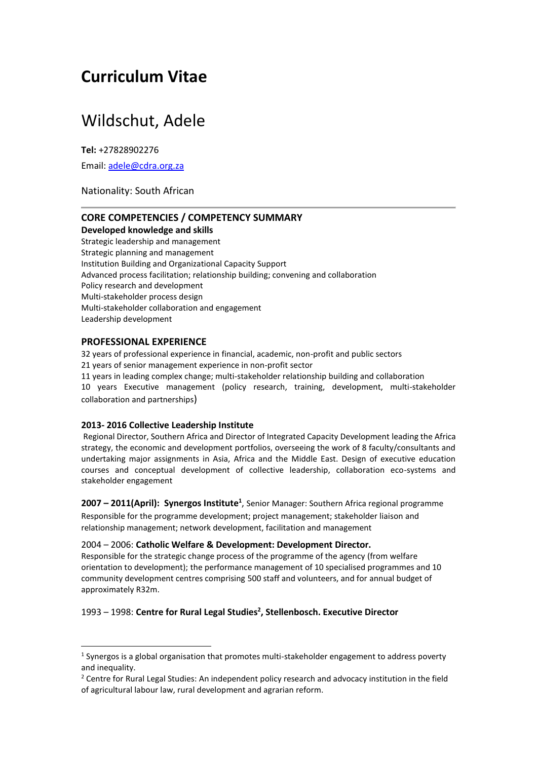# Curriculum Vitae

## Wildschut, Adele

**Tel:** +27828902276

Email: adele@cdra.org.za

Nationality: South African

---

### CORE COMPETENCIES / COMPETENCY SUMMARY

**Developed knowledge and skills**

Strategic leadership and management
Strategic planning and management
Institution Building and Organizational Capacity Support
Advanced process facilitation; relationship building; convening and collaboration
Policy research and development
Multi-stakeholder process design
Multi-stakeholder collaboration and engagement
Leadership development

### PROFESSIONAL EXPERIENCE

32 years of professional experience in financial, academic, non-profit and public sectors
21 years of senior management experience in non-profit sector
11 years in leading complex change; multi-stakeholder relationship building and collaboration
10 years Executive management (policy research, training, development, multi-stakeholder collaboration and partnerships)

**2013- 2016 Collective Leadership Institute**

Regional Director, Southern Africa and Director of Integrated Capacity Development leading the Africa strategy, the economic and development portfolios, overseeing the work of 8 faculty/consultants and undertaking major assignments in Asia, Africa and the Middle East. Design of executive education courses and conceptual development of collective leadership, collaboration eco-systems and stakeholder engagement

**2007 – 2011(April): Synergos Institute[1]**, Senior Manager: Southern Africa regional programme

Responsible for the programme development; project management; stakeholder liaison and relationship management; network development, facilitation and management

2004 – 2006: **Catholic Welfare & Development: Development Director.**

Responsible for the strategic change process of the programme of the agency (from welfare orientation to development); the performance management of 10 specialised programmes and 10 community development centres comprising 500 staff and volunteers, and for annual budget of approximately R32m.

1993 – 1998: **Centre for Rural Legal Studies[2], Stellenbosch. Executive Director**

---

[1] Synergos is a global organisation that promotes multi-stakeholder engagement to address poverty and inequality.

[2] Centre for Rural Legal Studies: An independent policy research and advocacy institution in the field of agricultural labour law, rural development and agrarian reform.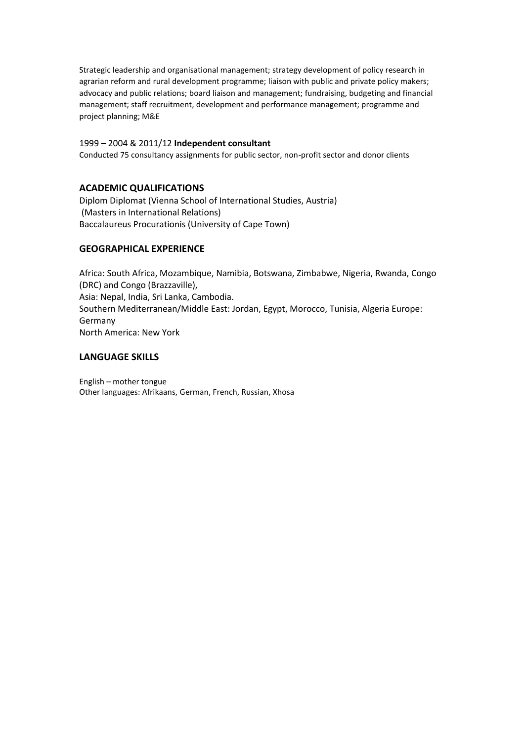Strategic leadership and organisational management; strategy development of policy research in agrarian reform and rural development programme; liaison with public and private policy makers; advocacy and public relations; board liaison and management; fundraising, budgeting and financial management; staff recruitment, development and performance management; programme and project planning; M&E

1999 – 2004 & 2011/12 **Independent consultant**
Conducted 75 consultancy assignments for public sector, non-profit sector and donor clients

## ACADEMIC QUALIFICATIONS

Diplom Diplomat (Vienna School of International Studies, Austria)
(Masters in International Relations)
Baccalaureus Procurationis (University of Cape Town)

## GEOGRAPHICAL EXPERIENCE

Africa: South Africa, Mozambique, Namibia, Botswana, Zimbabwe, Nigeria, Rwanda, Congo (DRC) and Congo (Brazzaville),
Asia: Nepal, India, Sri Lanka, Cambodia.
Southern Mediterranean/Middle East: Jordan, Egypt, Morocco, Tunisia, Algeria Europe: Germany
North America: New York

## LANGUAGE SKILLS

English – mother tongue
Other languages: Afrikaans, German, French, Russian, Xhosa